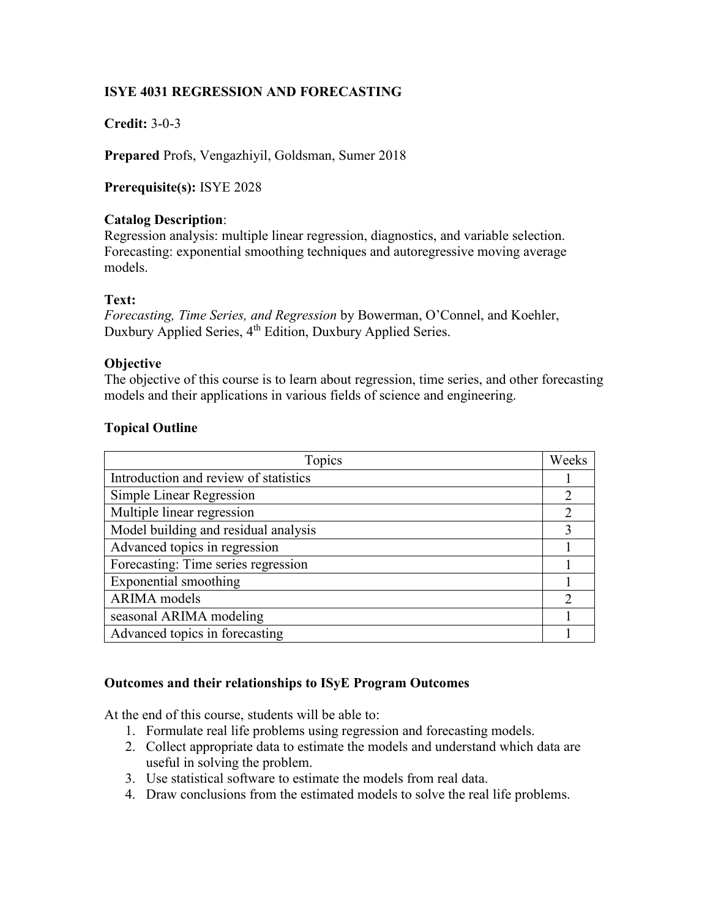**ISYE 4031 REGRESSION AND FORECASTING**

**Credit:** 3-0-3

**Prepared** Profs, Vengazhiyil, Goldsman, Sumer 2018

**Prerequisite(s):** ISYE 2028

**Catalog Description**:
Regression analysis: multiple linear regression, diagnostics, and variable selection. Forecasting: exponential smoothing techniques and autoregressive moving average models.

**Text:**
*Forecasting, Time Series, and Regression* by Bowerman, O'Connel, and Koehler, Duxbury Applied Series, 4th Edition, Duxbury Applied Series.

**Objective**
The objective of this course is to learn about regression, time series, and other forecasting models and their applications in various fields of science and engineering.

**Topical Outline**

| Topics | Weeks |
|---|---|
| Introduction and review of statistics | 1 |
| Simple Linear Regression | 2 |
| Multiple linear regression | 2 |
| Model building and residual analysis | 3 |
| Advanced topics in regression | 1 |
| Forecasting: Time series regression | 1 |
| Exponential smoothing | 1 |
| ARIMA models | 2 |
| seasonal ARIMA modeling | 1 |
| Advanced topics in forecasting | 1 |

**Outcomes and their relationships to ISyE Program Outcomes**

At the end of this course, students will be able to:

1. Formulate real life problems using regression and forecasting models.
2. Collect appropriate data to estimate the models and understand which data are useful in solving the problem.
3. Use statistical software to estimate the models from real data.
4. Draw conclusions from the estimated models to solve the real life problems.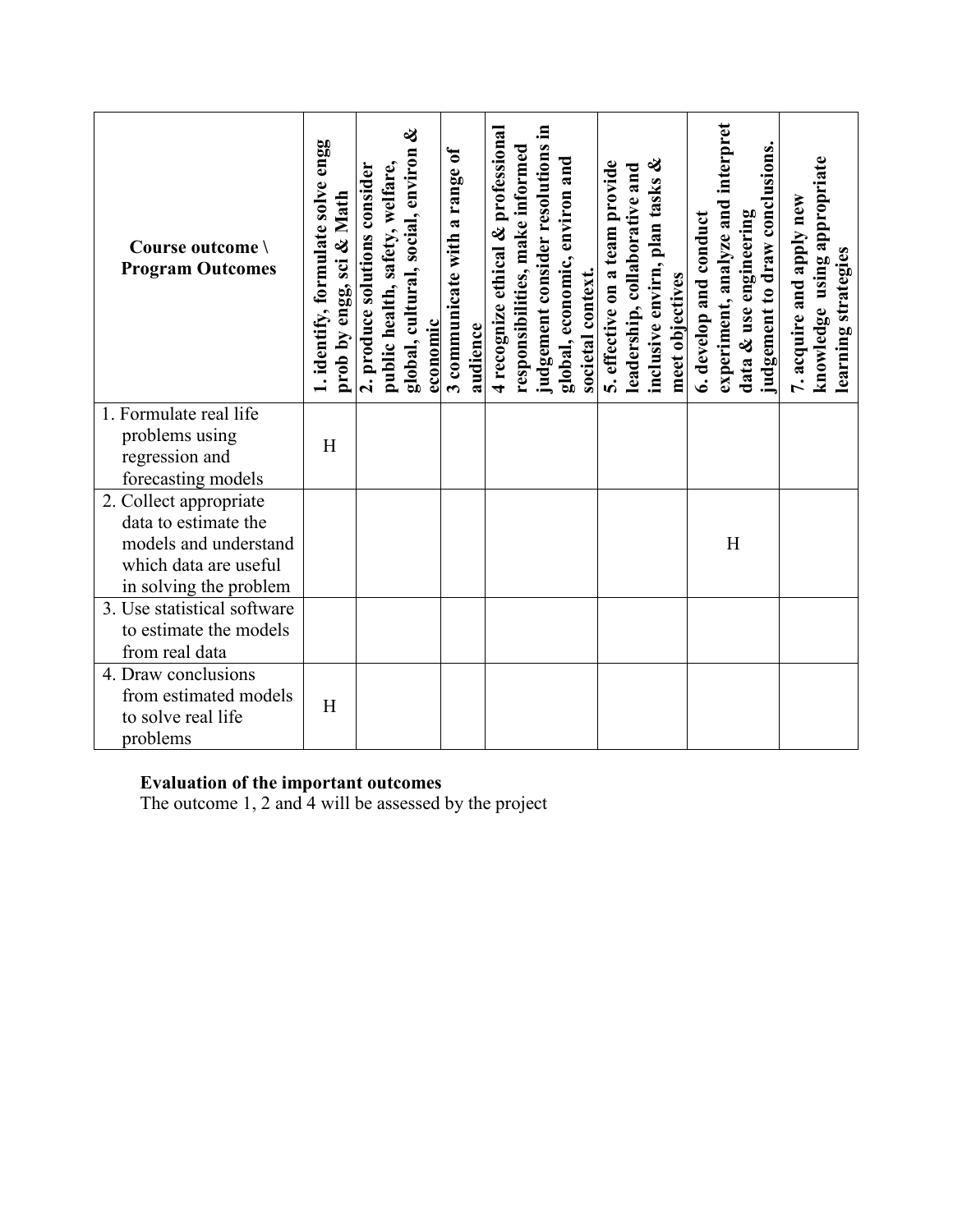| Course outcome \ Program Outcomes | 1. identify, formulate solve engg prob by engg, sci & Math | 2. produce solutions consider public health, safety, welfare, global, cultural, social, environ & economic | 3 communicate with a range of audience | 4 recognize ethical & professional responsibilities, make informed judgement consider resolutions in global, economic, environ and societal context. | 5. effective on a team provide leadership, collaborative and inclusive envirn, plan tasks & meet objectives | 6. develop and conduct experiment, analyze and interpret data & use engineering judgement to draw conclusions. | 7. acquire and apply new knowledge using appropriate learning strategies |
|---|---|---|---|---|---|---|---|
| 1. Formulate real life problems using regression and forecasting models | H | | | | | | |
| 2. Collect appropriate data to estimate the models and understand which data are useful in solving the problem | | | | | | H | |
| 3. Use statistical software to estimate the models from real data | | | | | | | |
| 4. Draw conclusions from estimated models to solve real life problems | H | | | | | | |

**Evaluation of the important outcomes**

The outcome 1, 2 and 4 will be assessed by the project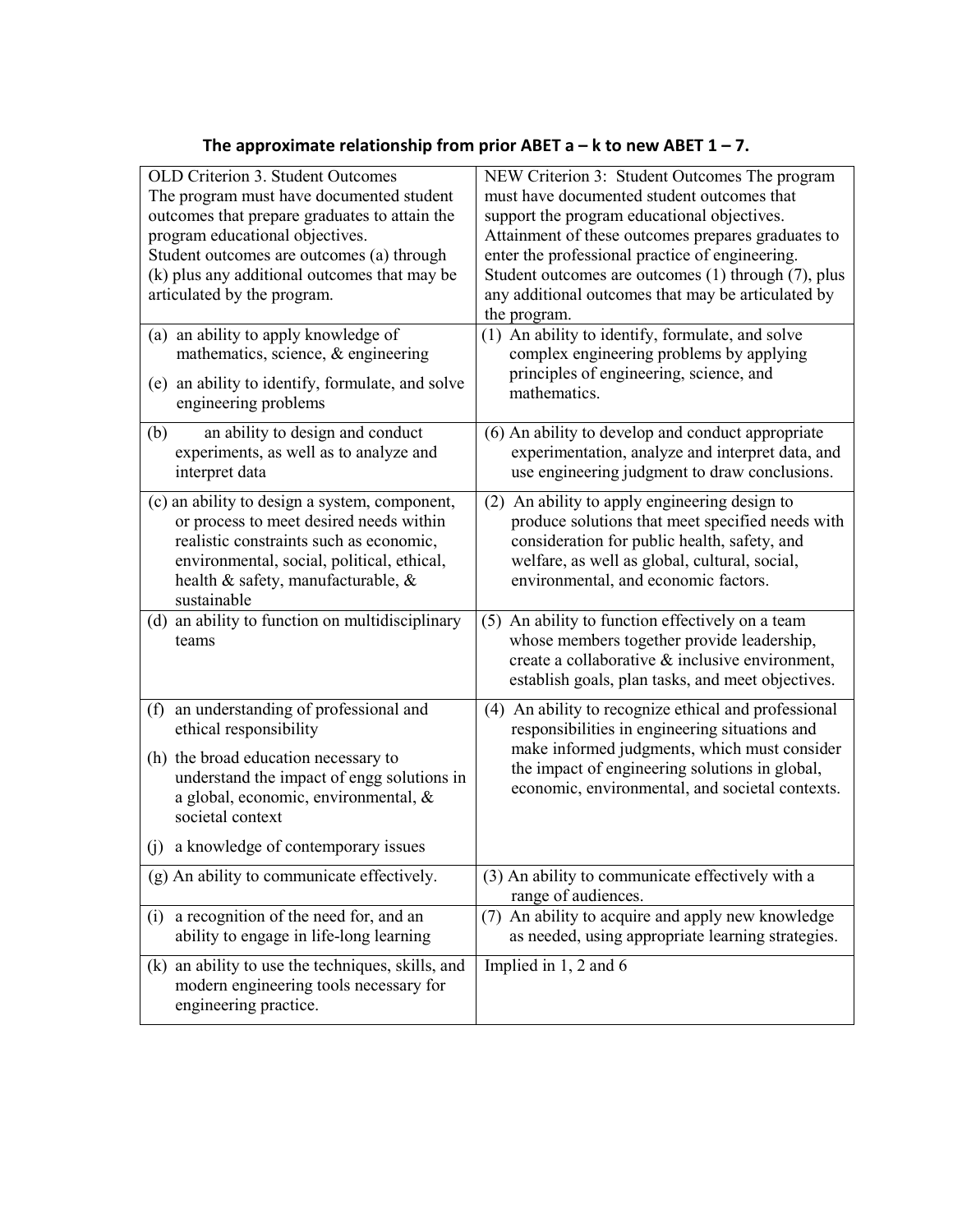**The approximate relationship from prior ABET a – k to new ABET 1 – 7.**

| OLD Criterion 3. Student Outcomes<br>The program must have documented student outcomes that prepare graduates to attain the program educational objectives.<br>Student outcomes are outcomes (a) through (k) plus any additional outcomes that may be articulated by the program. | NEW Criterion 3: Student Outcomes The program must have documented student outcomes that support the program educational objectives. Attainment of these outcomes prepares graduates to enter the professional practice of engineering. Student outcomes are outcomes (1) through (7), plus any additional outcomes that may be articulated by the program. |
|---|---|
| (a) an ability to apply knowledge of mathematics, science, & engineering<br>(e) an ability to identify, formulate, and solve engineering problems | (1) An ability to identify, formulate, and solve complex engineering problems by applying principles of engineering, science, and mathematics. |
| (b) an ability to design and conduct experiments, as well as to analyze and interpret data | (6) An ability to develop and conduct appropriate experimentation, analyze and interpret data, and use engineering judgment to draw conclusions. |
| (c) an ability to design a system, component, or process to meet desired needs within realistic constraints such as economic, environmental, social, political, ethical, health & safety, manufacturable, & sustainable | (2) An ability to apply engineering design to produce solutions that meet specified needs with consideration for public health, safety, and welfare, as well as global, cultural, social, environmental, and economic factors. |
| (d) an ability to function on multidisciplinary teams | (5) An ability to function effectively on a team whose members together provide leadership, create a collaborative & inclusive environment, establish goals, plan tasks, and meet objectives. |
| (f) an understanding of professional and ethical responsibility<br>(h) the broad education necessary to understand the impact of engg solutions in a global, economic, environmental, & societal context<br>(j) a knowledge of contemporary issues | (4) An ability to recognize ethical and professional responsibilities in engineering situations and make informed judgments, which must consider the impact of engineering solutions in global, economic, environmental, and societal contexts. |
| (g) An ability to communicate effectively. | (3) An ability to communicate effectively with a range of audiences. |
| (i) a recognition of the need for, and an ability to engage in life-long learning | (7) An ability to acquire and apply new knowledge as needed, using appropriate learning strategies. |
| (k) an ability to use the techniques, skills, and modern engineering tools necessary for engineering practice. | Implied in 1, 2 and 6 |